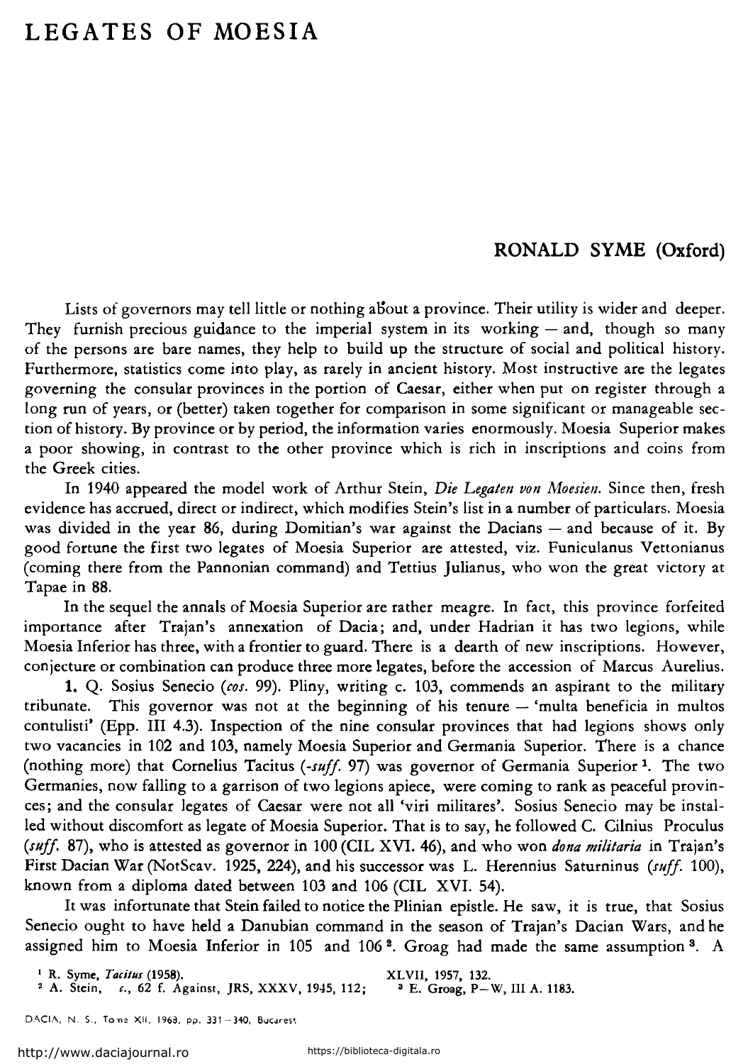# LEGATES OF MOESIA

## RONALD SYME (Oxford)

Lists of governors may tell little or nothing about a province. Their utility is wider and deeper. They furnish precious guidance to the imperial system in its working — and, though so many of the persons are bare names, they help to build up the structure of social and political history. Furthermore, statistics come into play, as rarely in ancient history. Most instructive are the legates governing the consular provinces in the portion of Caesar, either when put on register through a long run of years, or (better) taken together for comparison in some significant or manageable section of history. By province or by period, the information varies enormously. Moesia Superior makes a poor showing, in contrast to the other province which is rich in inscriptions and coins from the Greek cities.

In 1940 appeared the model work of Arthur Stein, *Die Legaten von Moesien*. Since then, fresh evidence has accrued, direct or indirect, which modifies Stein's list in a number of particulars. Moesia was divided in the year 86, during Domitian's war against the Dacians — and because of it. By good fortune the first two legates of Moesia Superior are attested, viz. Funiculanus Vettonianus (coming there from the Pannonian command) and Tettius Julianus, who won the great victory at Tapae in 88.

In the sequel the annals of Moesia Superior are rather meagre. In fact, this province forfeited importance after Trajan's annexation of Dacia; and, under Hadrian it has two legions, while Moesia Inferior has three, with a frontier to guard. There is a dearth of new inscriptions. However, conjecture or combination can produce three more legates, before the accession of Marcus Aurelius.

**1.** Q. Sosius Senecio (*cos*. 99). Pliny, writing c. 103, commends an aspirant to the military tribunate. This governor was not at the beginning of his tenure — 'multa beneficia in multos contulisti' (Epp. III 4.3). Inspection of the nine consular provinces that had legions shows only two vacancies in 102 and 103, namely Moesia Superior and Germania Superior. There is a chance (nothing more) that Cornelius Tacitus (*-suff*. 97) was governor of Germania Superior [1]. The two Germanies, now falling to a garrison of two legions apiece, were coming to rank as peaceful provinces; and the consular legates of Caesar were not all 'viri militares'. Sosius Senecio may be installed without discomfort as legate of Moesia Superior. That is to say, he followed C. Cilnius Proculus (*suff*. 87), who is attested as governor in 100 (CIL XVI. 46), and who won *dona militaria* in Trajan's First Dacian War (NotScav. 1925, 224), and his successor was L. Herennius Saturninus (*suff*. 100), known from a diploma dated between 103 and 106 (CIL XVI. 54).

It was infortunate that Stein failed to notice the Plinian epistle. He saw, it is true, that Sosius Senecio ought to have held a Danubian command in the season of Trajan's Dacian Wars, and he assigned him to Moesia Inferior in 105 and 106 [2]. Groag had made the same assumption [3]. A

[1] R. Syme, *Tacitus* (1958).

[2] A. Stein, *o. c.*, 62 f. Against, JRS, XXXV, 1945, 112; XLVII, 1957, 132.

[3] E. Groag, P—W, III A. 1183.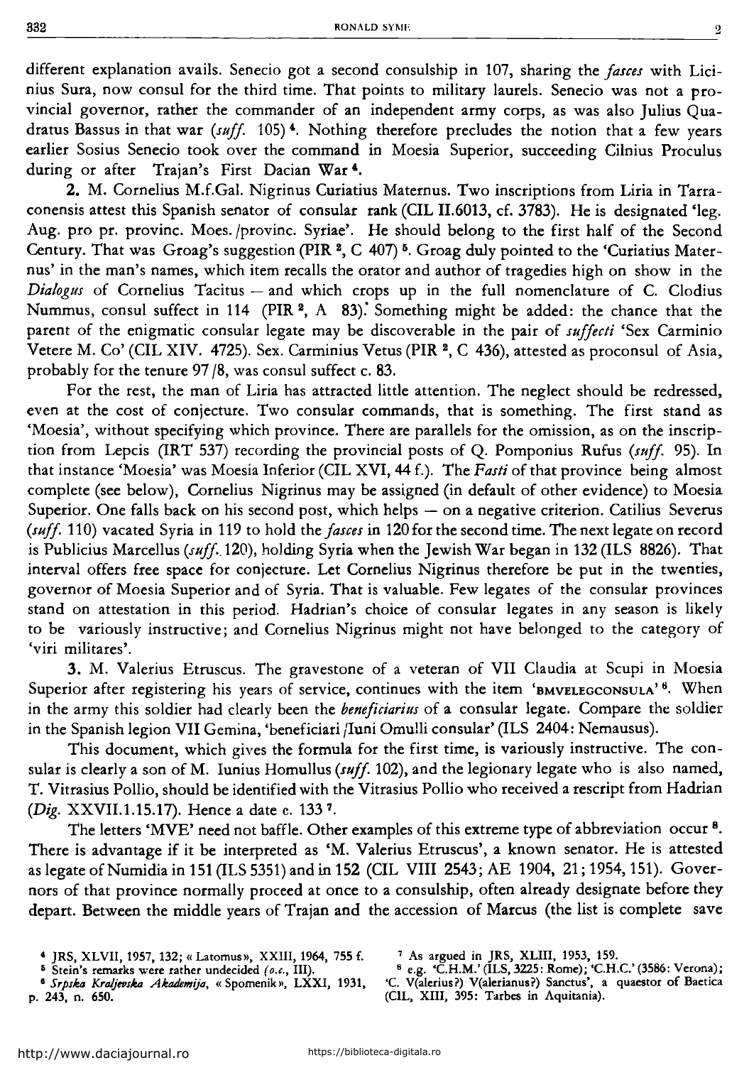different explanation avails. Senecio got a second consulship in 107, sharing the *fasces* with Licinius Sura, now consul for the third time. That points to military laurels. Senecio was not a provincial governor, rather the commander of an independent army corps, as was also Julius Quadratus Bassus in that war (*suff.* 105)[4]. Nothing therefore precludes the notion that a few years earlier Sosius Senecio took over the command in Moesia Superior, succeeding Cilnius Proculus during or after Trajan's First Dacian War[4].

**2.** M. Cornelius M.f.Gal. Nigrinus Curiatius Maternus. Two inscriptions from Liria in Tarraconensis attest this Spanish senator of consular rank (CIL II.6013, cf. 3783). He is designated 'leg. Aug. pro pr. provinc. Moes./provinc. Syriae'. He should belong to the first half of the Second Century. That was Groag's suggestion (PIR ², C 407)[5]. Groag duly pointed to the 'Curiatius Maternus' in the man's names, which item recalls the orator and author of tragedies high on show in the *Dialogus* of Cornelius Tacitus — and which crops up in the full nomenclature of C. Clodius Nummus, consul suffect in 114 (PIR ², A 83). Something might be added: the chance that the parent of the enigmatic consular legate may be discoverable in the pair of *suffecti* 'Sex Carminio Vetere M. Co' (CIL XIV. 4725). Sex. Carminius Vetus (PIR ², C 436), attested as proconsul of Asia, probably for the tenure 97/8, was consul suffect c. 83.

For the rest, the man of Liria has attracted little attention. The neglect should be redressed, even at the cost of conjecture. Two consular commands, that is something. The first stand as 'Moesia', without specifying which province. There are parallels for the omission, as on the inscription from Lepcis (IRT 537) recording the provincial posts of Q. Pomponius Rufus (*suff.* 95). In that instance 'Moesia' was Moesia Inferior (CIL XVI, 44 f.). The *Fasti* of that province being almost complete (see below), Cornelius Nigrinus may be assigned (in default of other evidence) to Moesia Superior. One falls back on his second post, which helps — on a negative criterion. Catilius Severus (*suff.* 110) vacated Syria in 119 to hold the *fasces* in 120 for the second time. The next legate on record is Publicius Marcellus (*suff.* 120), holding Syria when the Jewish War began in 132 (ILS 8826). That interval offers free space for conjecture. Let Cornelius Nigrinus therefore be put in the twenties, governor of Moesia Superior and of Syria. That is valuable. Few legates of the consular provinces stand on attestation in this period. Hadrian's choice of consular legates in any season is likely to be variously instructive; and Cornelius Nigrinus might not have belonged to the category of 'viri militares'.

**3.** M. Valerius Etruscus. The gravestone of a veteran of VII Claudia at Scupi in Moesia Superior after registering his years of service, continues with the item 'BMVELEGCONSULA'[6]. When in the army this soldier had clearly been the *beneficiarius* of a consular legate. Compare the soldier in the Spanish legion VII Gemina, 'beneficiari/Iuni Omulli consular' (ILS 2404: Nemausus).

This document, which gives the formula for the first time, is variously instructive. The consular is clearly a son of M. Iunius Homullus (*suff.* 102), and the legionary legate who is also named, T. Vitrasius Pollio, should be identified with the Vitrasius Pollio who received a rescript from Hadrian (*Dig.* XXVII.1.15.17). Hence a date c. 133[7].

The letters 'MVE' need not baffle. Other examples of this extreme type of abbreviation occur[8]. There is advantage if it be interpreted as 'M. Valerius Etruscus', a known senator. He is attested as legate of Numidia in 151 (ILS 5351) and in 152 (CIL VIII 2543; AE 1904, 21; 1954, 151). Governors of that province normally proceed at once to a consulship, often already designate before they depart. Between the middle years of Trajan and the accession of Marcus (the list is complete save

---

[4] JRS, XLVII, 1957, 132; « Latomus », XXIII, 1964, 755 f.

[5] Stein's remarks were rather undecided (*o.c.*, III).

[6] *Srpska Kraljevska Akademija*, « Spomenik », LXXI, 1931, p. 243, n. 650.

[7] As argued in JRS, XLIII, 1953, 159.

[8] e.g. 'C.H.M.' (ILS, 3225: Rome); 'C.H.C.' (3586: Verona); 'C. V(alerius?) V(alerianus?) Sanctus', a quaestor of Baetica (CIL, XIII, 395: Tarbes in Aquitania).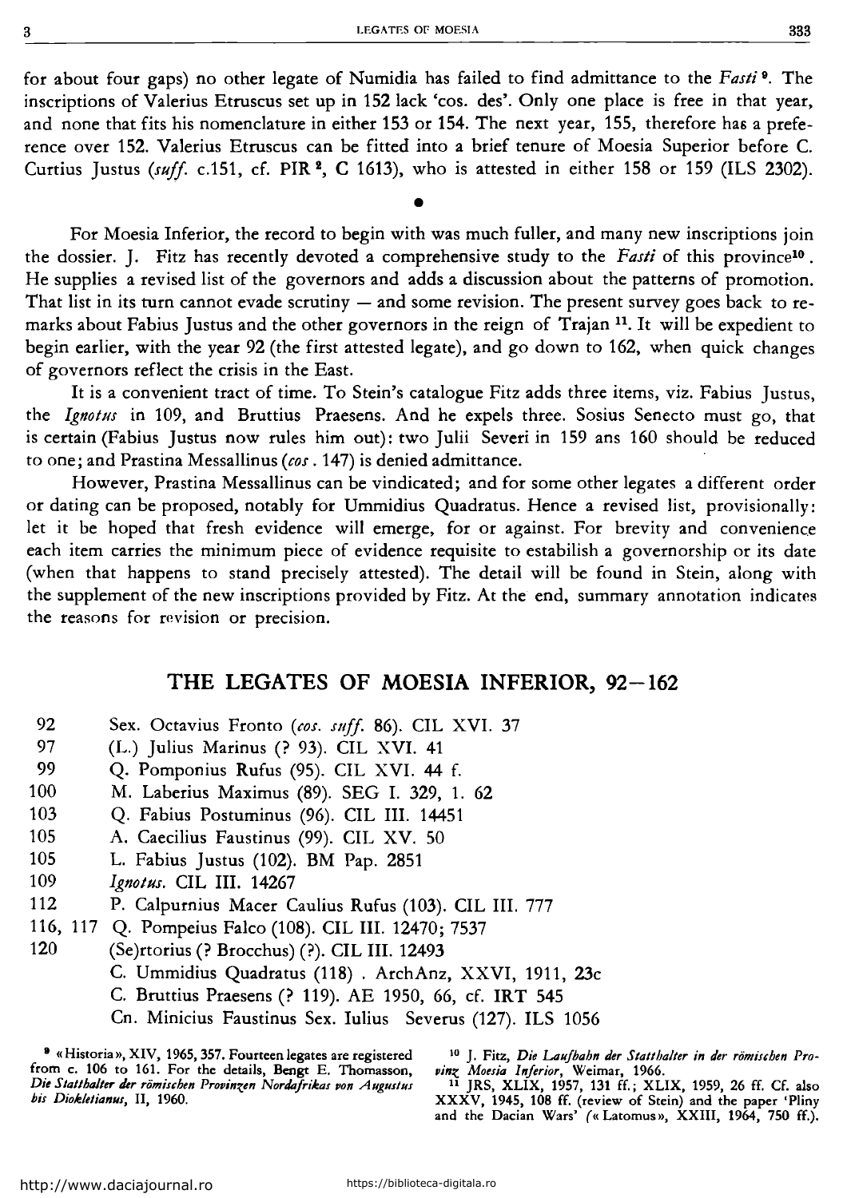for about four gaps) no other legate of Numidia has failed to find admittance to the *Fasti* [9]. The inscriptions of Valerius Etruscus set up in 152 lack 'cos. des'. Only one place is free in that year, and none that fits his nomenclature in either 153 or 154. The next year, 155, therefore has a preference over 152. Valerius Etruscus can be fitted into a brief tenure of Moesia Superior before C. Curtius Justus (*suff.* c.151, cf. PIR [2], C 1613), who is attested in either 158 or 159 (ILS 2302).

•

For Moesia Inferior, the record to begin with was much fuller, and many new inscriptions join the dossier. J. Fitz has recently devoted a comprehensive study to the *Fasti* of this province[10]. He supplies a revised list of the governors and adds a discussion about the patterns of promotion. That list in its turn cannot evade scrutiny — and some revision. The present survey goes back to remarks about Fabius Justus and the other governors in the reign of Trajan [11]. It will be expedient to begin earlier, with the year 92 (the first attested legate), and go down to 162, when quick changes of governors reflect the crisis in the East.

It is a convenient tract of time. To Stein's catalogue Fitz adds three items, viz. Fabius Justus, the *Ignotus* in 109, and Bruttius Praesens. And he expels three. Sosius Senecto must go, that is certain (Fabius Justus now rules him out): two Julii Severi in 159 ans 160 should be reduced to one; and Prastina Messallinus (*cos*. 147) is denied admittance.

However, Prastina Messallinus can be vindicated; and for some other legates a different order or dating can be proposed, notably for Ummidius Quadratus. Hence a revised list, provisionally: let it be hoped that fresh evidence will emerge, for or against. For brevity and convenience each item carries the minimum piece of evidence requisite to estabilish a governorship or its date (when that happens to stand precisely attested). The detail will be found in Stein, along with the supplement of the new inscriptions provided by Fitz. At the end, summary annotation indicates the reasons for revision or precision.

## THE LEGATES OF MOESIA INFERIOR, 92–162

| | |
|---|---|
| 92 | Sex. Octavius Fronto (*cos. suff.* 86). CIL XVI. 37 |
| 97 | (L.) Julius Marinus (? 93). CIL XVI. 41 |
| 99 | Q. Pomponius Rufus (95). CIL XVI. 44 f. |
| 100 | M. Laberius Maximus (89). SEG I. 329, 1. 62 |
| 103 | Q. Fabius Postuminus (96). CIL III. 14451 |
| 105 | A. Caecilius Faustinus (99). CIL XV. 50 |
| 105 | L. Fabius Justus (102). BM Pap. 2851 |
| 109 | *Ignotus*. CIL III. 14267 |
| 112 | P. Calpurnius Macer Caulius Rufus (103). CIL III. 777 |
| 116, 117 | Q. Pompeius Falco (108). CIL III. 12470; 7537 |
| 120 | (Se)rtorius (? Brocchus) (?). CIL III. 12493 |
| | C. Ummidius Quadratus (118) . ArchAnz, XXVI, 1911, 23c |
| | C. Bruttius Praesens (? 119). AE 1950, 66, cf. IRT 545 |
| | Cn. Minicius Faustinus Sex. Iulius Severus (127). ILS 1056 |

[9] «Historia», XIV, 1965, 357. Fourteen legates are registered from c. 106 to 161. For the details, Bengt E. Thomasson, *Die Statthalter der römischen Provinzen Nordafrikas von Augustus bis Diokletianus*, II, 1960.

[10] J. Fitz, *Die Laufbahn der Statthalter in der römischen Provinz Moesia Inferior*, Weimar, 1966.

[11] JRS, XLIX, 1957, 131 ff.; XLIX, 1959, 26 ff. Cf. also XXXV, 1945, 108 ff. (review of Stein) and the paper 'Pliny and the Dacian Wars' («Latomus», XXIII, 1964, 750 ff.).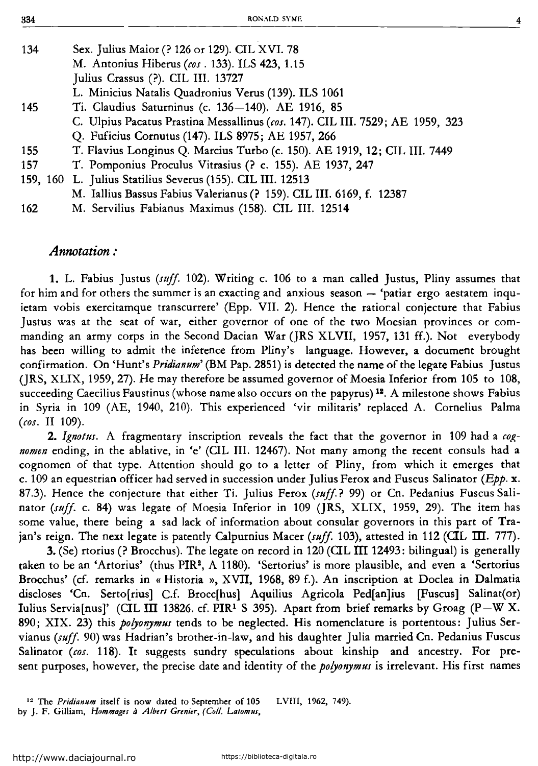| | |
|---|---|
| 134 | Sex. Julius Maior (? 126 or 129). CIL XVI. 78 |
| | M. Antonius Hiberus (*cos* . 133). ILS 423, 1.15 |
| | Julius Crassus (?). CIL III. 13727 |
| | L. Minicius Natalis Quadronius Verus (139). ILS 1061 |
| 145 | Ti. Claudius Saturninus (c. 136—140). AE 1916, 85 |
| | C. Ulpius Pacatus Prastina Messallinus (*cos.* 147). CIL III. 7529; AE 1959, 323 |
| | Q. Fuficius Cornutus (147). ILS 8975; AE 1957, 266 |
| 155 | T. Flavius Longinus Q. Marcius Turbo (c. 150). AE 1919, 12; CIL III. 7449 |
| 157 | T. Pomponius Proculus Vitrasius (? c. 155). AE 1937, 247 |
| 159, 160 | L. Julius Statilius Severus (155). CIL III. 12513 |
| | M. Iallius Bassus Fabius Valerianus (? 159). CIL III. 6169, f. 12387 |
| 162 | M. Servilius Fabianus Maximus (158). CIL III. 12514 |

## *Annotation :*

**1.** L. Fabius Justus (*suff.* 102). Writing c. 106 to a man called Justus, Pliny assumes that for him and for others the summer is an exacting and anxious season — 'patiar ergo aestatem inquietam vobis exercitamque transcurrere' (Epp. VII. 2). Hence the rational conjecture that Fabius Justus was at the seat of war, either governor of one of the two Moesian provinces or commanding an army corps in the Second Dacian War (JRS XLVII, 1957, 131 ff.). Not everybody has been willing to admit the inference from Pliny's language. However, a document brought confirmation. On 'Hunt's *Pridianum*' (BM Pap. 2851) is detected the name of the legate Fabius Justus (JRS, XLIX, 1959, 27). He may therefore be assumed governor of Moesia Inferior from 105 to 108, succeeding Caecilius Faustinus (whose name also occurs on the papyrus) [12]. A milestone shows Fabius in Syria in 109 (AE, 1940, 210). This experienced 'vir militaris' replaced A. Cornelius Palma (*cos.* II 109).

**2.** *Ignotus.* A fragmentary inscription reveals the fact that the governor in 109 had a *cognomen* ending, in the ablative, in 'e' (CIL III. 12467). Not many among the recent consuls had a cognomen of that type. Attention should go to a letter of Pliny, from which it emerges that c. 109 an equestrian officer had served in succession under Julius Ferox and Fuscus Salinator (*Epp.* x. 87.3). Hence the conjecture that either Ti. Julius Ferox (*suff.*? 99) or Cn. Pedanius Fuscus Salinator (*suff.* c. 84) was legate of Moesia Inferior in 109 (JRS, XLIX, 1959, 29). The item has some value, there being a sad lack of information about consular governors in this part of Trajan's reign. The next legate is patently Calpurnius Macer (*suff.* 103), attested in 112 (CIL III. 777).

**3.** (Se) rtorius (? Brocchus). The legate on record in 120 (CIL III 12493: bilingual) is generally taken to be an 'Artorius' (thus PIR², A 1180). 'Sertorius' is more plausible, and even a 'Sertorius Brocchus' (cf. remarks in « Historia », XVII, 1968, 89 f.). An inscription at Doclea in Dalmatia discloses 'Cn. Serto[rius] C.f. Brocc[hus] Aquilius Agricola Ped[an]ius [Fuscus] Salinat(or) Iulius Servia[nus]' (CIL III 13826. cf. PIR¹ S 395). Apart from brief remarks by Groag (P—W X. 890; XIX. 23) this *polyonymus* tends to be neglected. His nomenclature is portentous: Julius Servianus (*suff.* 90) was Hadrian's brother-in-law, and his daughter Julia married Cn. Pedanius Fuscus Salinator (*cos.* 118). It suggests sundry speculations about kinship and ancestry. For present purposes, however, the precise date and identity of the *polyonymus* is irrelevant. His first names

[12] The *Pridianum* itself is now dated to September of 105 by J. F. Gilliam, *Hommages à Albert Grenier, (Coll. Latomus,* LVIII, 1962, 749).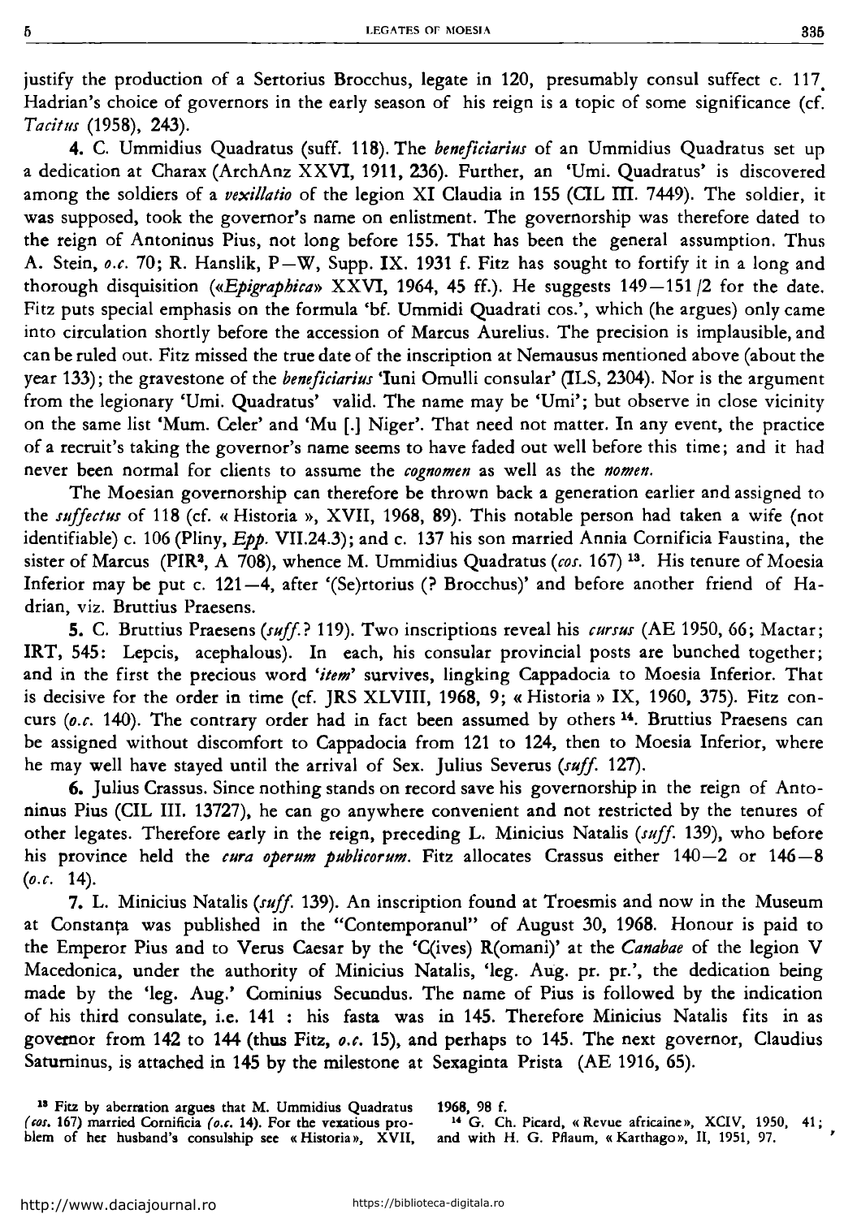justify the production of a Sertorius Brocchus, legate in 120, presumably consul suffect c. 117. Hadrian's choice of governors in the early season of his reign is a topic of some significance (cf. *Tacitus* (1958), 243).

**4.** C. Ummidius Quadratus (suff. 118). The *beneficiarius* of an Ummidius Quadratus set up a dedication at Charax (ArchAnz XXVI, 1911, 236). Further, an 'Umi. Quadratus' is discovered among the soldiers of a *vexillatio* of the legion XI Claudia in 155 (CIL III. 7449). The soldier, it was supposed, took the governor's name on enlistment. The governorship was therefore dated to the reign of Antoninus Pius, not long before 155. That has been the general assumption. Thus A. Stein, *o.c.* 70; R. Hanslik, P—W, Supp. IX. 1931 f. Fitz has sought to fortify it in a long and thorough disquisition («*Epigraphica*» XXVI, 1964, 45 ff.). He suggests 149—151/2 for the date. Fitz puts special emphasis on the formula 'bf. Ummidi Quadrati cos.', which (he argues) only came into circulation shortly before the accession of Marcus Aurelius. The precision is implausible, and can be ruled out. Fitz missed the true date of the inscription at Nemausus mentioned above (about the year 133); the gravestone of the *beneficiarius* 'Iuni Omulli consular' (ILS, 2304). Nor is the argument from the legionary 'Umi. Quadratus' valid. The name may be 'Umi'; but observe in close vicinity on the same list 'Mum. Celer' and 'Mu [.] Niger'. That need not matter. In any event, the practice of a recruit's taking the governor's name seems to have faded out well before this time; and it had never been normal for clients to assume the *cognomen* as well as the *nomen*.

The Moesian governorship can therefore be thrown back a generation earlier and assigned to the *suffectus* of 118 (cf. « Historia », XVII, 1968, 89). This notable person had taken a wife (not identifiable) c. 106 (Pliny, *Epp.* VII.24.3); and c. 137 his son married Annia Cornificia Faustina, the sister of Marcus (PIR², A 708), whence M. Ummidius Quadratus (*cos.* 167) [13]. His tenure of Moesia Inferior may be put c. 121—4, after '(Se)rtorius (? Brocchus)' and before another friend of Hadrian, viz. Bruttius Praesens.

**5.** C. Bruttius Praesens (*suff.*? 119). Two inscriptions reveal his *cursus* (AE 1950, 66; Mactar; IRT, 545: Lepcis, acephalous). In each, his consular provincial posts are bunched together; and in the first the precious word '*item*' survives, lingking Cappadocia to Moesia Inferior. That is decisive for the order in time (cf. JRS XLVIII, 1968, 9; « Historia » IX, 1960, 375). Fitz concurs (*o.c.* 140). The contrary order had in fact been assumed by others [14]. Bruttius Praesens can be assigned without discomfort to Cappadocia from 121 to 124, then to Moesia Inferior, where he may well have stayed until the arrival of Sex. Julius Severus (*suff.* 127).

**6.** Julius Crassus. Since nothing stands on record save his governorship in the reign of Antoninus Pius (CIL III. 13727), he can go anywhere convenient and not restricted by the tenures of other legates. Therefore early in the reign, preceding L. Minicius Natalis (*suff.* 139), who before his province held the *cura operum publicorum*. Fitz allocates Crassus either 140—2 or 146—8 (*o.c.* 14).

**7.** L. Minicius Natalis (*suff.* 139). An inscription found at Troesmis and now in the Museum at Constanța was published in the "Contemporanul" of August 30, 1968. Honour is paid to the Emperor Pius and to Verus Caesar by the 'C(ives) R(omani)' at the *Canabae* of the legion V Macedonica, under the authority of Minicius Natalis, 'leg. Aug. pr. pr.', the dedication being made by the 'leg. Aug.' Cominius Secundus. The name of Pius is followed by the indication of his third consulate, i.e. 141 : his fasta was in 145. Therefore Minicius Natalis fits in as governor from 142 to 144 (thus Fitz, *o.c.* 15), and perhaps to 145. The next governor, Claudius Saturninus, is attached in 145 by the milestone at Sexaginta Prista (AE 1916, 65).

---

[13] Fitz by aberration argues that M. Ummidius Quadratus (*cos.* 167) married Cornificia (*o.c.* 14). For the vexatious problem of her husband's consulship see « Historia », XVII, 1968, 98 f.

[14] G. Ch. Picard, « Revue africaine », XCIV, 1950, 41; and with H. G. Pflaum, « Karthago », II, 1951, 97.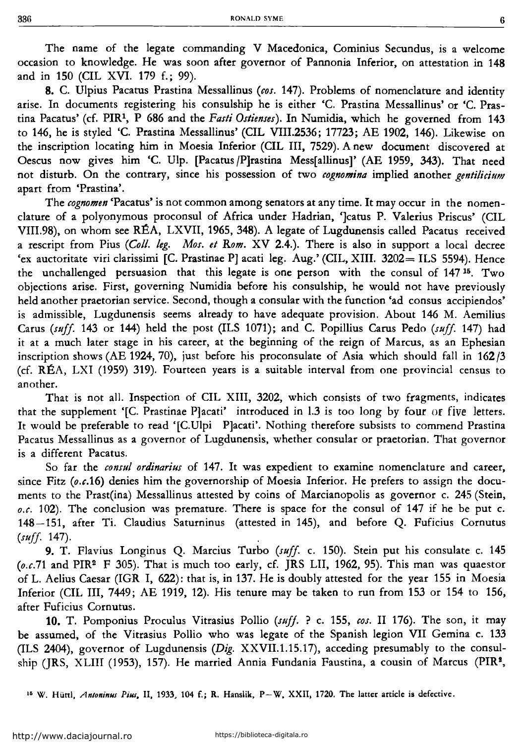The name of the legate commanding V Macedonica, Cominius Secundus, is a welcome occasion to knowledge. He was soon after governor of Pannonia Inferior, on attestation in 148 and in 150 (CIL XVI. 179 f.; 99).

**8.** C. Ulpius Pacatus Prastina Messallinus (*cos.* 147). Problems of nomenclature and identity arise. In documents registering his consulship he is either 'C. Prastina Messallinus' or 'C. Prastina Pacatus' (cf. PIR[1], P 686 and the *Fasti Ostienses*). In Numidia, which he governed from 143 to 146, he is styled 'C. Prastina Messallinus' (CIL VIII.2536; 17723; AE 1902, 146). Likewise on the inscription locating him in Moesia Inferior (CIL III, 7529). A new document discovered at Oescus now gives him 'C. Ulp. [Pacatus/P]rastina Mess[allinus]' (AE 1959, 343). That need not disturb. On the contrary, since his possession of two *cognomina* implied another *gentilicium* apart from 'Prastina'.

The *cognomen* 'Pacatus' is not common among senators at any time. It may occur in the nomenclature of a polyonymous proconsul of Africa under Hadrian, ']catus P. Valerius Priscus' (CIL VIII.98), on whom see RÉA, LXVII, 1965, 348). A legate of Lugdunensis called Pacatus received a rescript from Pius (*Coll. leg. Mos. et Rom.* XV 2.4.). There is also in support a local decree 'ex auctoritate viri clarissimi [C. Prastinae P] acati leg. Aug.' (CIL, XIII. 3202= ILS 5594). Hence the unchallenged persuasion that this legate is one person with the consul of 147[15]. Two objections arise. First, governing Numidia before his consulship, he would not have previously held another praetorian service. Second, though a consular with the function 'ad consus accipiendos' is admissible, Lugdunensis seems already to have adequate provision. About 146 M. Aemilius Carus (*suff.* 143 or 144) held the post (ILS 1071); and C. Popillius Carus Pedo (*suff.* 147) had it at a much later stage in his career, at the beginning of the reign of Marcus, as an Ephesian inscription shows (AE 1924, 70), just before his proconsulate of Asia which should fall in 162/3 (cf. RÉA, LXI (1959) 319). Fourteen years is a suitable interval from one provincial census to another.

That is not all. Inspection of CIL XIII, 3202, which consists of two fragments, indicates that the supplement '[C. Prastinae P]acati' introduced in l.3 is too long by four or five letters. It would be preferable to read '[C.Ulpi P]acati'. Nothing therefore subsists to commend Prastina Pacatus Messallinus as a governor of Lugdunensis, whether consular or praetorian. That governor is a different Pacatus.

So far the *consul ordinarius* of 147. It was expedient to examine nomenclature and career, since Fitz (*o.c.*16) denies him the governorship of Moesia Inferior. He prefers to assign the documents to the Prast(ina) Messallinus attested by coins of Marcianopolis as governor c. 245 (Stein, *o.c.* 102). The conclusion was premature. There is space for the consul of 147 if he be put c. 148—151, after Ti. Claudius Saturninus (attested in 145), and before Q. Fuficius Cornutus (*suff.* 147).

**9.** T. Flavius Longinus Q. Marcius Turbo (*suff.* c. 150). Stein put his consulate c. 145 (*o.c.*71 and PIR[2] F 305). That is much too early, cf. JRS LII, 1962, 95). This man was quaestor of L. Aelius Caesar (IGR I, 622): that is, in 137. He is doubly attested for the year 155 in Moesia Inferior (CIL III, 7449; AE 1919, 12). His tenure may be taken to run from 153 or 154 to 156, after Fuficius Cornutus.

**10.** T. Pomponius Proculus Vitrasius Pollio (*suff.* ? c. 155, *cos.* II 176). The son, it may be assumed, of the Vitrasius Pollio who was legate of the Spanish legion VII Gemina c. 133 (ILS 2404), governor of Lugdunensis (*Dig.* XXVII.1.15.17), acceding presumably to the consulship (JRS, XLIII (1953), 157). He married Annia Fundania Faustina, a cousin of Marcus (PIR[2],

[15] W. Hüttl, *Antoninus Pius*, II, 1933, 104 f.; R. Hanslik, P—W. XXII, 1720. The latter article is defective.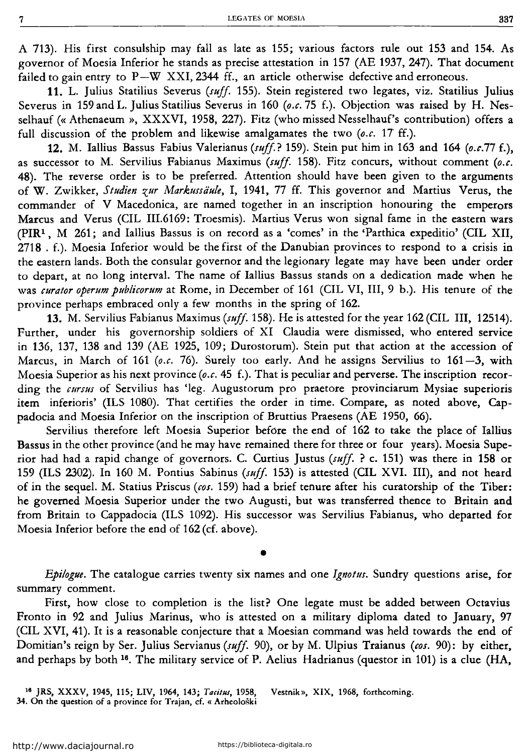A 713). His first consulship may fall as late as 155; various factors rule out 153 and 154. As governor of Moesia Inferior he stands as precise attestation in 157 (AE 1937, 247). That document failed to gain entry to P—W XXI, 2344 ff., an article otherwise defective and erroneous.

**11.** L. Julius Statilius Severus (*suff.* 155). Stein registered two legates, viz. Statilius Julius Severus in 159 and L. Julius Statilius Severus in 160 (*o.c.* 75 f.). Objection was raised by H. Nesselhauf (« Athenaeum », XXXVI, 1958, 227). Fitz (who missed Nesselhauf's contribution) offers a full discussion of the problem and likewise amalgamates the two (*o.c.* 17 ff.).

**12.** M. Iallius Bassus Fabius Valerianus (*suff.*? 159). Stein put him in 163 and 164 (*o.c.*77 f.), as successor to M. Servilius Fabianus Maximus (*suff.* 158). Fitz concurs, without comment (*o.c.* 48). The reverse order is to be preferred. Attention should have been given to the arguments of W. Zwikker, *Studien zur Markussäule*, I, 1941, 77 ff. This governor and Martius Verus, the commander of V Macedonica, are named together in an inscription honouring the emperors Marcus and Verus (CIL III.6169: Troesmis). Martius Verus won signal fame in the eastern wars (PIR[1], M 261; and Iallius Bassus is on record as a 'comes' in the 'Parthica expeditio' (CIL XII, 2718 . f.). Moesia Inferior would be the first of the Danubian provinces to respond to a crisis in the eastern lands. Both the consular governor and the legionary legate may have been under order to depart, at no long interval. The name of Iallius Bassus stands on a dedication made when he was *curator operum publicorum* at Rome, in December of 161 (CIL VI, III, 9 b.). His tenure of the province perhaps embraced only a few months in the spring of 162.

**13.** M. Servilius Fabianus Maximus (*suff.* 158). He is attested for the year 162 (CIL III, 12514). Further, under his governorship soldiers of XI Claudia were dismissed, who entered service in 136, 137, 138 and 139 (AE 1925, 109; Durostorum). Stein put that action at the accession of Marcus, in March of 161 (*o.c.* 76). Surely too early. And he assigns Servilius to 161—3, with Moesia Superior as his next province (*o.c.* 45 f.). That is peculiar and perverse. The inscription recording the *cursus* of Servilius has 'leg. Augustorum pro praetore provinciarum Mysiae superioris item inferioris' (ILS 1080). That certifies the order in time. Compare, as noted above, Cappadocia and Moesia Inferior on the inscription of Bruttius Praesens (AE 1950, 66).

Servilius therefore left Moesia Superior before the end of 162 to take the place of Iallius Bassus in the other province (and he may have remained there for three or four years). Moesia Superior had had a rapid change of governors. C. Curtius Justus (*suff.* ? c. 151) was there in 158 or 159 (ILS 2302). In 160 M. Pontius Sabinus (*suff.* 153) is attested (CIL XVI. III), and not heard of in the sequel. M. Statius Priscus (*cos.* 159) had a brief tenure after his curatorship of the Tiber: he governed Moesia Superior under the two Augusti, but was transferred thence to Britain and from Britain to Cappadocia (ILS 1092). His successor was Servilius Fabianus, who departed for Moesia Inferior before the end of 162 (cf. above).

•

*Epilogue.* The catalogue carries twenty six names and one *Ignotus*. Sundry questions arise, for summary comment.

First, how close to completion is the list? One legate must be added between Octavius Fronto in 92 and Julius Marinus, who is attested on a military diploma dated to January, 97 (CIL XVI, 41). It is a reasonable conjecture that a Moesian command was held towards the end of Domitian's reign by Ser. Julius Servianus (*suff.* 90), or by M. Ulpius Traianus (*cos.* 90): by either, and perhaps by both [16]. The military service of P. Aelius Hadrianus (questor in 101) is a clue (HA,

[16] JRS, XXXV, 1945, 115; LIV, 1964, 143; *Tacitus*, 1958, 34. On the question of a province for Trajan, cf. « Arheološki Vestnik », XIX, 1968, forthcoming.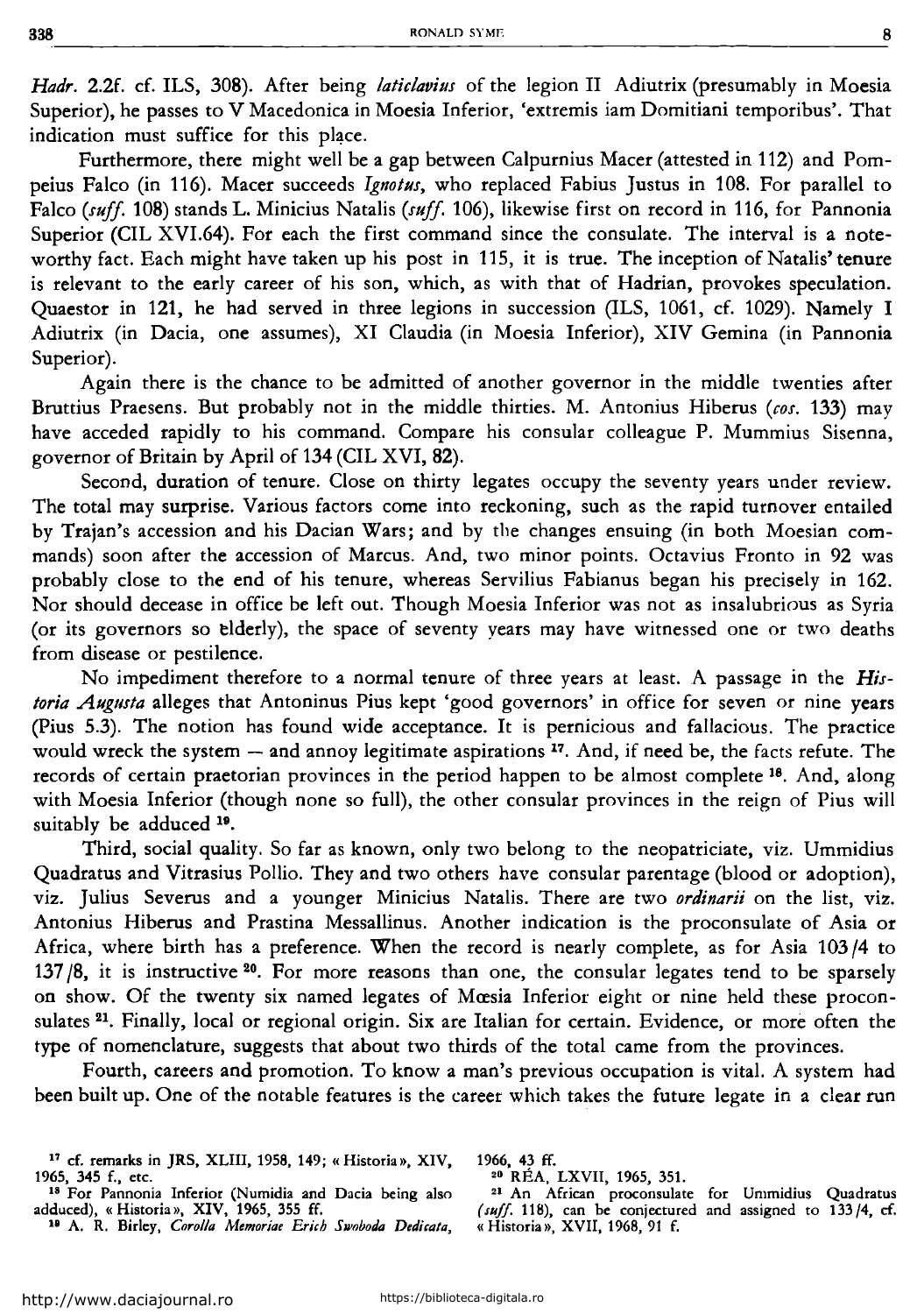*Hadr.* 2.2f. cf. ILS, 308). After being *laticlavius* of the legion II Adiutrix (presumably in Moesia Superior), he passes to V Macedonica in Moesia Inferior, 'extremis iam Domitiani temporibus'. That indication must suffice for this place.

Furthermore, there might well be a gap between Calpurnius Macer (attested in 112) and Pompeius Falco (in 116). Macer succeeds *Ignotus*, who replaced Fabius Justus in 108. For parallel to Falco (*suff.* 108) stands L. Minicius Natalis (*suff.* 106), likewise first on record in 116, for Pannonia Superior (CIL XVI.64). For each the first command since the consulate. The interval is a noteworthy fact. Each might have taken up his post in 115, it is true. The inception of Natalis' tenure is relevant to the early career of his son, which, as with that of Hadrian, provokes speculation. Quaestor in 121, he had served in three legions in succession (ILS, 1061, cf. 1029). Namely I Adiutrix (in Dacia, one assumes), XI Claudia (in Moesia Inferior), XIV Gemina (in Pannonia Superior).

Again there is the chance to be admitted of another governor in the middle twenties after Bruttius Praesens. But probably not in the middle thirties. M. Antonius Hiberus (*cos.* 133) may have acceded rapidly to his command. Compare his consular colleague P. Mummius Sisenna, governor of Britain by April of 134 (CIL XVI, 82).

Second, duration of tenure. Close on thirty legates occupy the seventy years under review. The total may surprise. Various factors come into reckoning, such as the rapid turnover entailed by Trajan's accession and his Dacian Wars; and by the changes ensuing (in both Moesian commands) soon after the accession of Marcus. And, two minor points. Octavius Fronto in 92 was probably close to the end of his tenure, whereas Servilius Fabianus began his precisely in 162. Nor should decease in office be left out. Though Moesia Inferior was not as insalubrious as Syria (or its governors so elderly), the space of seventy years may have witnessed one or two deaths from disease or pestilence.

No impediment therefore to a normal tenure of three years at least. A passage in the *Historia Augusta* alleges that Antoninus Pius kept 'good governors' in office for seven or nine years (Pius 5.3). The notion has found wide acceptance. It is pernicious and fallacious. The practice would wreck the system — and annoy legitimate aspirations [17]. And, if need be, the facts refute. The records of certain praetorian provinces in the period happen to be almost complete [18]. And, along with Moesia Inferior (though none so full), the other consular provinces in the reign of Pius will suitably be adduced [19].

Third, social quality. So far as known, only two belong to the neopatriciate, viz. Ummidius Quadratus and Vitrasius Pollio. They and two others have consular parentage (blood or adoption), viz. Julius Severus and a younger Minicius Natalis. There are two *ordinarii* on the list, viz. Antonius Hiberus and Prastina Messallinus. Another indication is the proconsulate of Asia or Africa, where birth has a preference. When the record is nearly complete, as for Asia 103/4 to 137/8, it is instructive [20]. For more reasons than one, the consular legates tend to be sparsely on show. Of the twenty six named legates of Mœsia Inferior eight or nine held these proconsulates [21]. Finally, local or regional origin. Six are Italian for certain. Evidence, or more often the type of nomenclature, suggests that about two thirds of the total came from the provinces.

Fourth, careers and promotion. To know a man's previous occupation is vital. A system had been built up. One of the notable features is the career which takes the future legate in a clear run

---

[17] cf. remarks in JRS, XLIII, 1958, 149; « Historia », XIV, 1965, 345 f., etc.

[18] For Pannonia Inferior (Numidia and Dacia being also adduced), « Historia », XIV, 1965, 355 ff.

[19] A. R. Birley, *Corolla Memoriae Erich Swoboda Dedicata*, 1966, 43 ff.

[20] RÉA, LXVII, 1965, 351.

[21] An African proconsulate for Ummidius Quadratus (*suff.* 118), can be conjectured and assigned to 133/4, cf. « Historia », XVII, 1968, 91 f.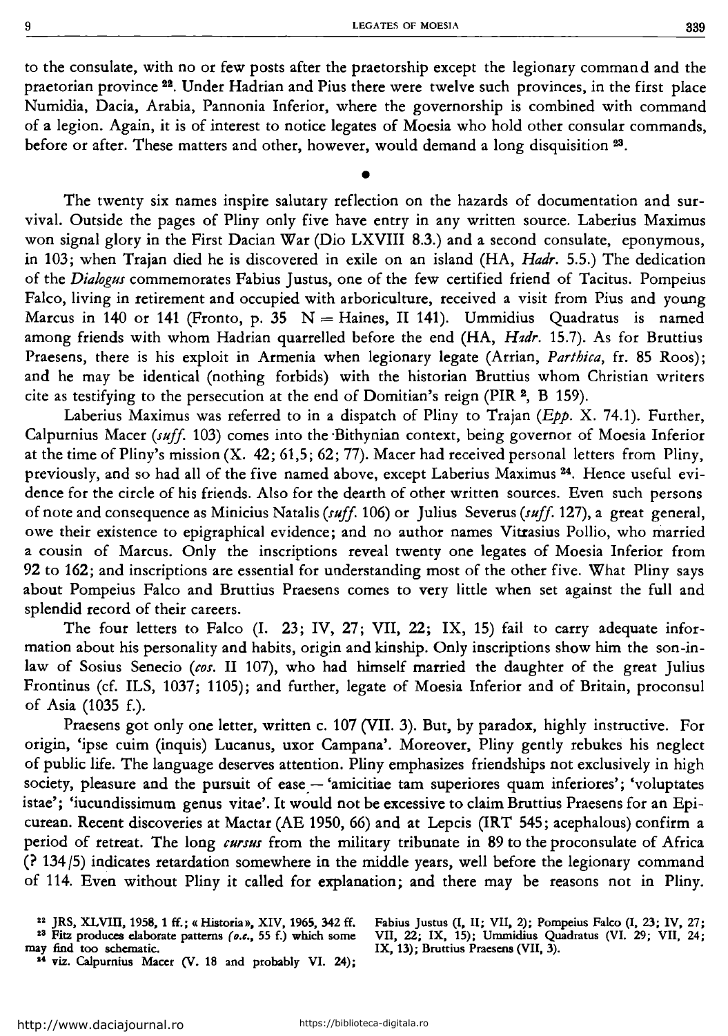to the consulate, with no or few posts after the praetorship except the legionary command and the praetorian province [22]. Under Hadrian and Pius there were twelve such provinces, in the first place Numidia, Dacia, Arabia, Pannonia Inferior, where the governorship is combined with command of a legion. Again, it is of interest to notice legates of Moesia who hold other consular commands, before or after. These matters and other, however, would demand a long disquisition [23].

•

The twenty six names inspire salutary reflection on the hazards of documentation and survival. Outside the pages of Pliny only five have entry in any written source. Laberius Maximus won signal glory in the First Dacian War (Dio LXVIII 8.3.) and a second consulate, eponymous, in 103; when Trajan died he is discovered in exile on an island (HA, *Hadr.* 5.5.) The dedication of the *Dialogus* commemorates Fabius Justus, one of the few certified friend of Tacitus. Pompeius Falco, living in retirement and occupied with arboriculture, received a visit from Pius and young Marcus in 140 or 141 (Fronto, p. 35 N = Haines, II 141). Ummidius Quadratus is named among friends with whom Hadrian quarrelled before the end (HA, *Hadr.* 15.7). As for Bruttius Praesens, there is his exploit in Armenia when legionary legate (Arrian, *Parthica*, fr. 85 Roos); and he may be identical (nothing forbids) with the historian Bruttius whom Christian writers cite as testifying to the persecution at the end of Domitian's reign (PIR [2], B 159).

Laberius Maximus was referred to in a dispatch of Pliny to Trajan (*Epp.* X. 74.1). Further, Calpurnius Macer (*suff.* 103) comes into the Bithynian context, being governor of Moesia Inferior at the time of Pliny's mission (X. 42; 61,5; 62; 77). Macer had received personal letters from Pliny, previously, and so had all of the five named above, except Laberius Maximus [24]. Hence useful evidence for the circle of his friends. Also for the dearth of other written sources. Even such persons of note and consequence as Minicius Natalis (*suff.* 106) or Julius Severus (*suff.* 127), a great general, owe their existence to epigraphical evidence; and no author names Vitrasius Pollio, who married a cousin of Marcus. Only the inscriptions reveal twenty one legates of Moesia Inferior from 92 to 162; and inscriptions are essential for understanding most of the other five. What Pliny says about Pompeius Falco and Bruttius Praesens comes to very little when set against the full and splendid record of their careers.

The four letters to Falco (I. 23; IV, 27; VII, 22; IX, 15) fail to carry adequate information about his personality and habits, origin and kinship. Only inscriptions show him the son-in-law of Sosius Senecio (*cos.* II 107), who had himself married the daughter of the great Julius Frontinus (cf. ILS, 1037; 1105); and further, legate of Moesia Inferior and of Britain, proconsul of Asia (1035 f.).

Praesens got only one letter, written c. 107 (VII. 3). But, by paradox, highly instructive. For origin, 'ipse cuim (inquis) Lucanus, uxor Campana'. Moreover, Pliny gently rebukes his neglect of public life. The language deserves attention. Pliny emphasizes friendships not exclusively in high society, pleasure and the pursuit of ease — 'amicitiae tam superiores quam inferiores'; 'voluptates istae'; 'iucundissimum genus vitae'. It would not be excessive to claim Bruttius Praesens for an Epicurean. Recent discoveries at Mactar (AE 1950, 66) and at Lepcis (IRT 545; acephalous) confirm a period of retreat. The long *cursus* from the military tribunate in 89 to the proconsulate of Africa (? 134/5) indicates retardation somewhere in the middle years, well before the legionary command of 114. Even without Pliny it called for explanation; and there may be reasons not in Pliny.

[22] JRS, XLVIII, 1958, 1 ff.; « Historia », XIV, 1965, 342 ff.

[23] Fitz produces elaborate patterns (*o.c.*, 55 f.) which some may find too schematic.

[24] viz. Calpurnius Macer (V. 18 and probably VI. 24); Fabius Justus (I, II; VII, 2); Pompeius Falco (I, 23; IV, 27; VII, 22; IX, 15); Ummidius Quadratus (VI. 29; VII, 24; IX, 13); Bruttius Praesens (VII, 3).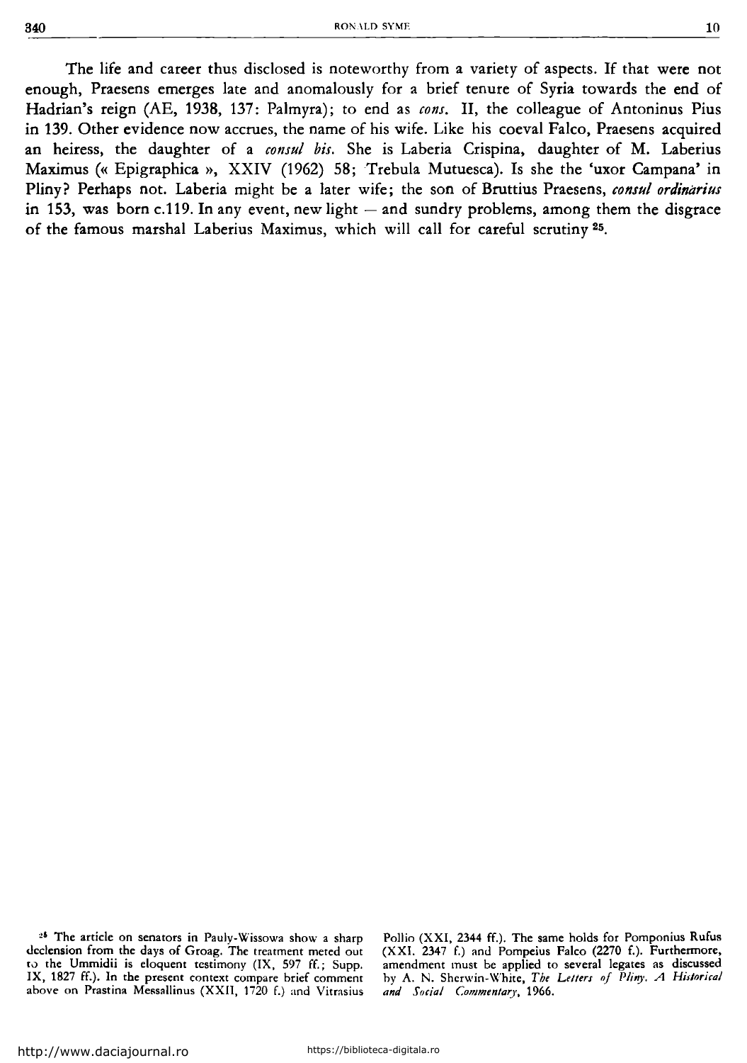The life and career thus disclosed is noteworthy from a variety of aspects. If that were not enough, Praesens emerges late and anomalously for a brief tenure of Syria towards the end of Hadrian's reign (AE, 1938, 137: Palmyra); to end as *cons.* II, the colleague of Antoninus Pius in 139. Other evidence now accrues, the name of his wife. Like his coeval Falco, Praesens acquired an heiress, the daughter of a *consul bis.* She is Laberia Crispina, daughter of M. Laberius Maximus (« Epigraphica », XXIV (1962) 58; Trebula Mutuesca). Is she the 'uxor Campana' in Pliny? Perhaps not. Laberia might be a later wife; the son of Bruttius Praesens, *consul ordinarius* in 153, was born c.119. In any event, new light — and sundry problems, among them the disgrace of the famous marshal Laberius Maximus, which will call for careful scrutiny [25].

[25] The article on senators in Pauly-Wissowa show a sharp declension from the days of Groag. The treatment meted out to the Ummidii is eloquent testimony (IX, 597 ff.; Supp. IX, 1827 ff.). In the present context compare brief comment above on Prastina Messallinus (XXII, 1720 f.) and Vitrasius Pollio (XXI, 2344 ff.). The same holds for Pomponius Rufus (XXI. 2347 f.) and Pompeius Falco (2270 f.). Furthermore, amendment must be applied to several legates as discussed by A. N. Sherwin-White, *The Letters of Pliny. A Historical and Social Commentary*, 1966.